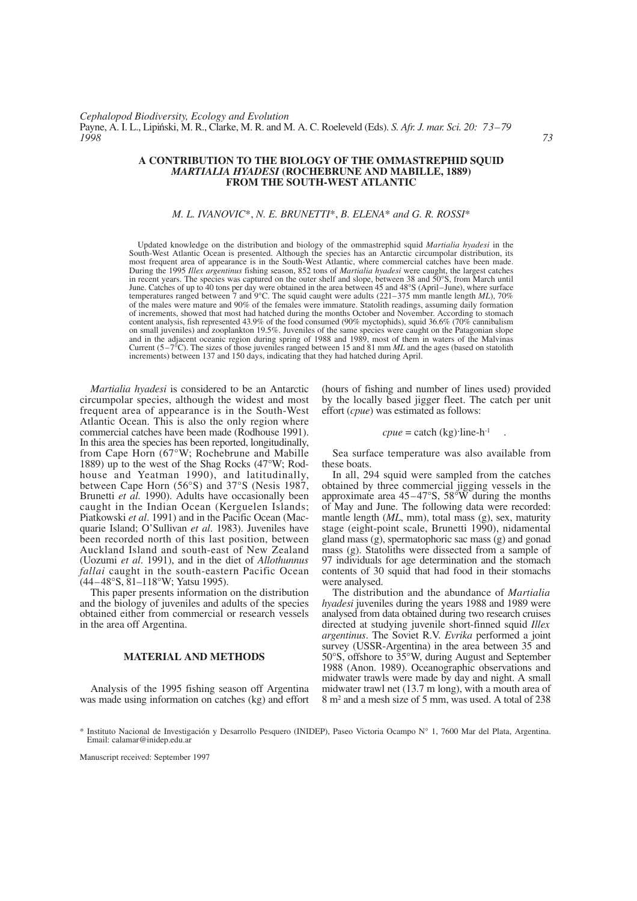# A CONTRIBUTION TO THE BIOLOGY OF THE OMMASTREPHID SQUID *MARTIALIA HYADESI* (ROCHEBRUNE AND MABILLE, 1889) FROM THE SOUTH-WEST ATLANTIC

*M. L. IVANOVIC\*, N. E. BRUNETTI\*, B. ELENA\* and G. R. ROSSI\**

Updated knowledge on the distribution and biology of the ommastrephid squid *Martialia hyadesi* in the South-West Atlantic Ocean is presented. Although the species has an Antarctic circumpolar distribution, its most frequent area of appearance is in the South-West Atlantic, where commercial catches have been made. During the 1995 *Illex argentinus* fishing season, 852 tons of *Martialia hyadesi* were caught, the largest catches in recent years. The species was captured on the outer shelf and slope, between 38 and 50°S, from March until June. Catches of up to 40 tons per day were obtained in the area between 45 and 48°S (April–June), where surface temperatures ranged between 7 and 9°C. The squid caught were adults (221–375 mm mantle length *ML*), 70% of the males were mature and 90% of the females were immature. Statolith readings, assuming daily formation of increments, showed that most had hatched during the months October and November. According to stomach content analysis, fish represented 43.9% of the food consumed (90% myctophids), squid 36.6% (70% cannibalism on small juveniles) and zooplankton 19.5%. Juveniles of the same species were caught on the Patagonian slope and in the adjacent oceanic region during spring of 1988 and 1989, most of them in waters of the Malvinas Current (5–7°C). The sizes of those juveniles ranged between 15 and 81 mm *ML* and the ages (based on statolith increments) between 137 and 150 days, indicating that they had hatched during April.

*Martialia hyadesi* is considered to be an Antarctic circumpolar species, although the widest and most frequent area of appearance is in the South-West Atlantic Ocean. This is also the only region where commercial catches have been made (Rodhouse 1991). In this area the species has been reported, longitudinally, from Cape Horn (67°W; Rochebrune and Mabille 1889) up to the west of the Shag Rocks (47°W; Rodhouse and Yeatman 1990), and latitudinally, between Cape Horn (56°S) and 37°S (Nesis 1987, Brunetti *et al.* 1990). Adults have occasionally been caught in the Indian Ocean (Kerguelen Islands; Piatkowski *et al*. 1991) and in the Pacific Ocean (Macquarie Island; O'Sullivan *et al*. 1983). Juveniles have been recorded north of this last position, between Auckland Island and south-east of New Zealand (Uozumi *et al*. 1991), and in the diet of *Allothunnus fallai* caught in the south-eastern Pacific Ocean (44–48°S, 81–118°W; Yatsu 1995).

This paper presents information on the distribution and the biology of juveniles and adults of the species obtained either from commercial or research vessels in the area off Argentina.

## MATERIAL AND METHODS

Analysis of the 1995 fishing season off Argentina was made using information on catches (kg) and effort (hours of fishing and number of lines used) provided by the locally based jigger fleet. The catch per unit effort (*cpue*) was estimated as follows:

$$cpue = \text{catch (kg)} \cdot \text{line} \cdot \text{h}^{-1} \quad .$$

Sea surface temperature was also available from these boats.

In all, 294 squid were sampled from the catches obtained by three commercial jigging vessels in the approximate area 45–47°S, 58°W during the months of May and June. The following data were recorded: mantle length (*ML*, mm), total mass (g), sex, maturity stage (eight-point scale, Brunetti 1990), nidamental gland mass (g), spermatophoric sac mass (g) and gonad mass (g). Statoliths were dissected from a sample of 97 individuals for age determination and the stomach contents of 30 squid that had food in their stomachs were analysed.

The distribution and the abundance of *Martialia hyadesi* juveniles during the years 1988 and 1989 were analysed from data obtained during two research cruises directed at studying juvenile short-finned squid *Illex argentinus*. The Soviet R.V. *Evrika* performed a joint survey (USSR-Argentina) in the area between 35 and 50°S, offshore to 35°W, during August and September 1988 (Anon. 1989). Oceanographic observations and midwater trawls were made by day and night. A small midwater trawl net (13.7 m long), with a mouth area of 8 m² and a mesh size of 5 mm, was used. A total of 238

\* Instituto Nacional de Investigación y Desarrollo Pesquero (INIDEP), Paseo Victoria Ocampo N° 1, 7600 Mar del Plata, Argentina. Email: calamar@inidep.edu.ar

Manuscript received: September 1997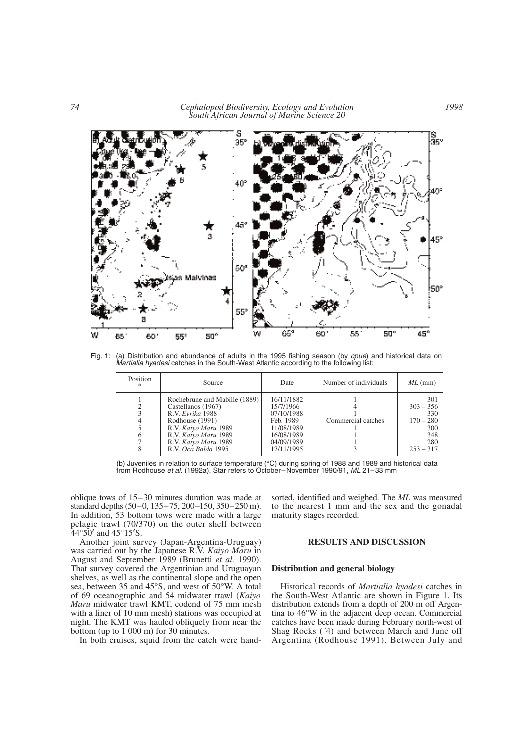Fig. 1: (a) Distribution and abundance of adults in the 1995 fishing season (by *cpue*) and historical data on *Martialia hyadesi* catches in the South-West Atlantic according to the following list:

| Position * | Source | Date | Number of individuals | *ML* (mm) |
|---|---|---|---|---|
| 1 | Rochebrune and Mabille (1889) | 16/11/1882 | 1 | 301 |
| 2 | Castellanos (1967) | 15/7/1966 | 4 | 303 – 356 |
| 3 | R.V. *Evrika* 1988 | 07/10/1988 | 1 | 330 |
| 4 | Rodhouse (1991) | Feb. 1989 | Commercial catches | 170 – 280 |
| 5 | R.V. *Kaiyo Maru* 1989 | 11/08/1989 | 1 | 300 |
| 6 | R.V. *Kaiyo Maru* 1989 | 16/08/1989 | 1 | 348 |
| 7 | R.V. *Kaiyo Maru* 1989 | 04/09/1989 | 1 | 280 |
| 8 | R.V. *Oca Balda* 1995 | 17/11/1995 | 3 | 253 – 317 |

(b) Juveniles in relation to surface temperature (°C) during spring of 1988 and 1989 and historical data from Rodhouse *et al.* (1992a). Star refers to October–November 1990/91, *ML* 21–33 mm

oblique tows of 15–30 minutes duration was made at standard depths (50–0, 135–75, 200–150, 350–250 m). In addition, 53 bottom tows were made with a large pelagic trawl (70/370) on the outer shelf between 44°50′ and 45°15′S.

Another joint survey (Japan-Argentina-Uruguay) was carried out by the Japanese R.V. *Kaiyo Maru* in August and September 1989 (Brunetti *et al.* 1990). That survey covered the Argentinian and Uruguayan shelves, as well as the continental slope and the open sea, between 35 and 45°S, and west of 50°W. A total of 69 oceanographic and 54 midwater trawl (*Kaiyo Maru* midwater trawl KMT, codend of 75 mm mesh with a liner of 10 mm mesh) stations was occupied at night. The KMT was hauled obliquely from near the bottom (up to 1 000 m) for 30 minutes.

In both cruises, squid from the catch were hand-sorted, identified and weighed. The *ML* was measured to the nearest 1 mm and the sex and the gonadal maturity stages recorded.

## RESULTS AND DISCUSSION

### Distribution and general biology

Historical records of *Martialia hyadesi* catches in the South-West Atlantic are shown in Figure 1. Its distribution extends from a depth of 200 m off Argentina to 46°W in the adjacent deep ocean. Commercial catches have been made during February north-west of Shag Rocks (´4) and between March and June off Argentina (Rodhouse 1991). Between July and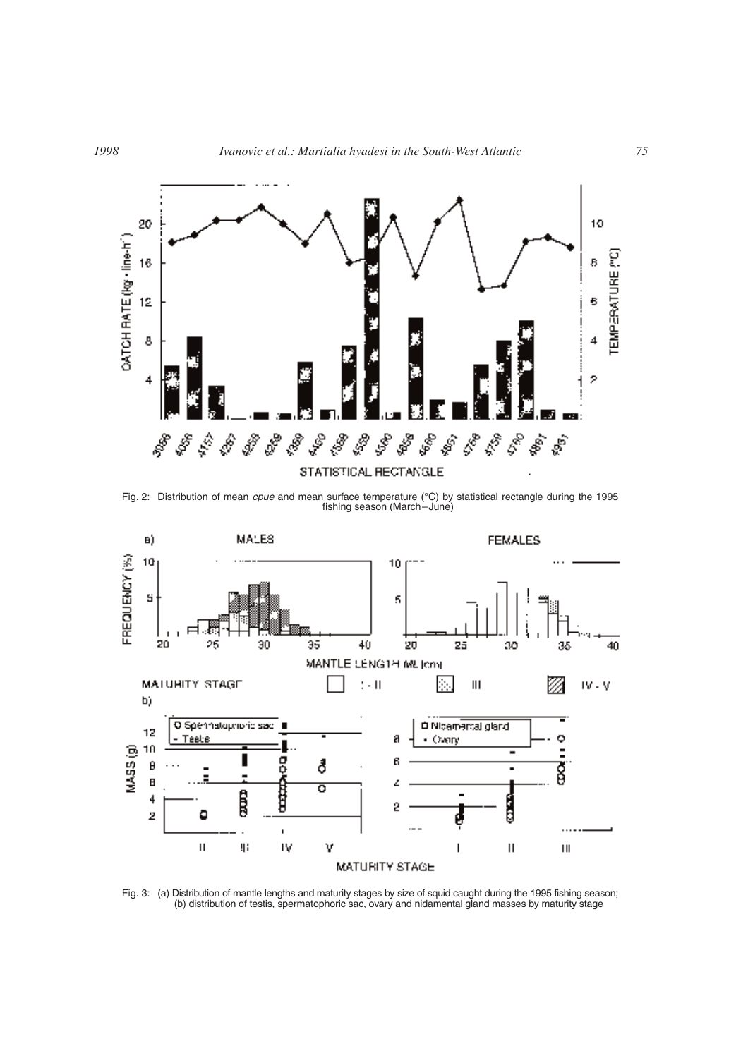Fig. 2: Distribution of mean *cpue* and mean surface temperature (°C) by statistical rectangle during the 1995 fishing season (March–June)

Fig. 3: (a) Distribution of mantle lengths and maturity stages by size of squid caught during the 1995 fishing season; (b) distribution of testis, spermatophoric sac, ovary and nidamental gland masses by maturity stage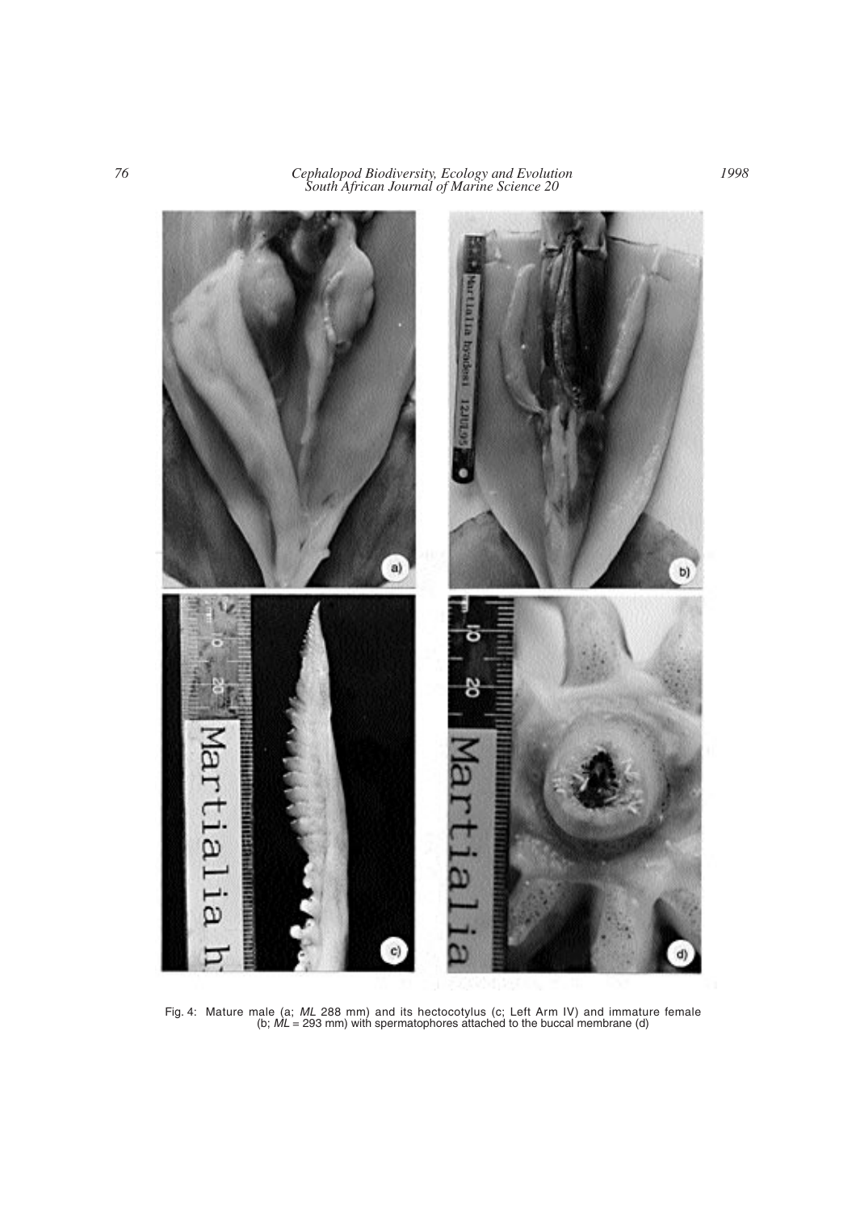Fig. 4: Mature male (a; *ML* 288 mm) and its hectocotylus (c; Left Arm IV) and immature female (b; *ML* = 293 mm) with spermatophores attached to the buccal membrane (d)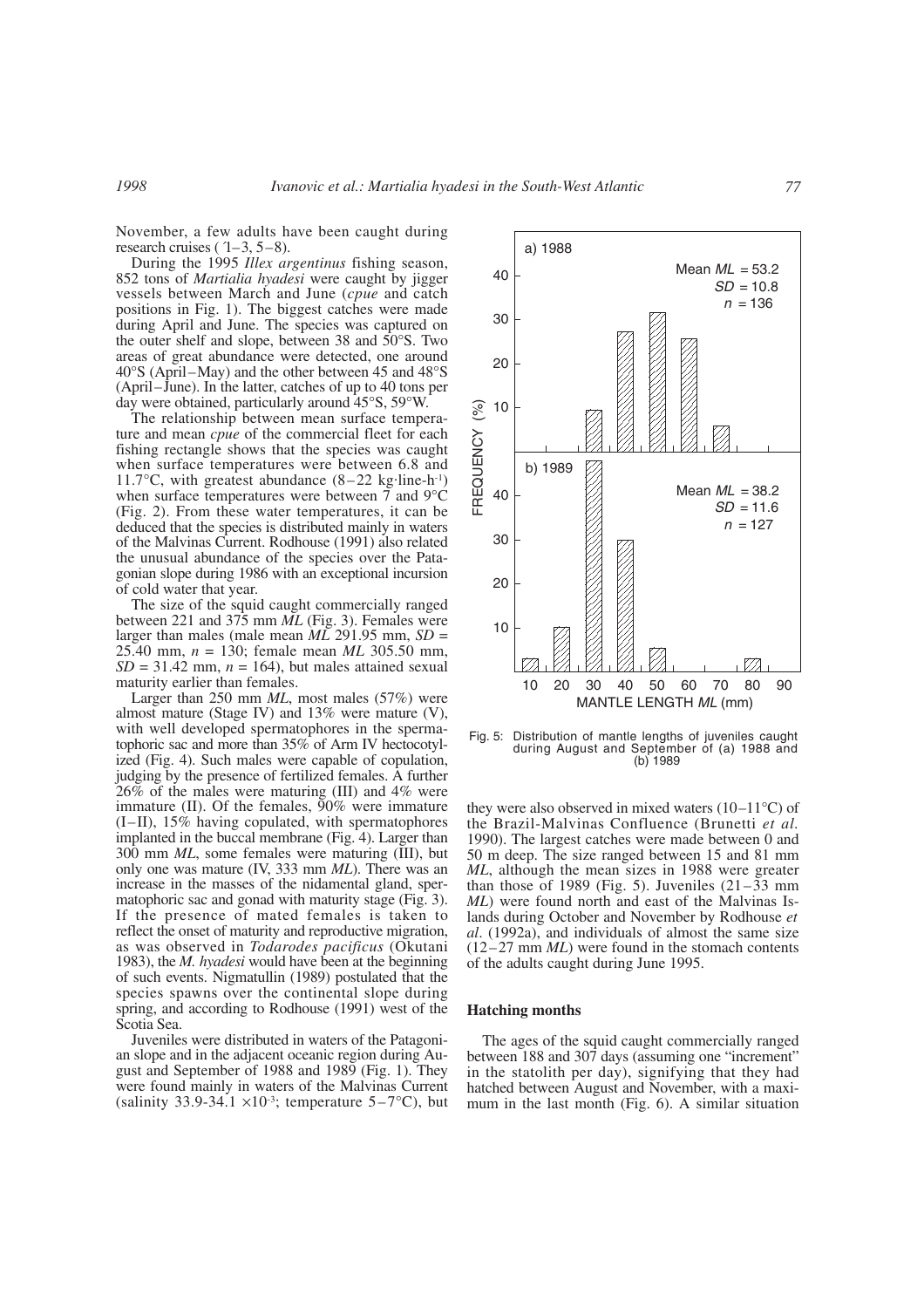November, a few adults have been caught during research cruises (´1–3, 5–8).

During the 1995 *Illex argentinus* fishing season, 852 tons of *Martialia hyadesi* were caught by jigger vessels between March and June (*cpue* and catch positions in Fig. 1). The biggest catches were made during April and June. The species was captured on the outer shelf and slope, between 38 and 50°S. Two areas of great abundance were detected, one around 40°S (April–May) and the other between 45 and 48°S (April–June). In the latter, catches of up to 40 tons per day were obtained, particularly around 45°S, 59°W.

The relationship between mean surface temperature and mean *cpue* of the commercial fleet for each fishing rectangle shows that the species was caught when surface temperatures were between 6.8 and 11.7°C, with greatest abundance (8–22 kg·line-h$^{-1}$) when surface temperatures were between 7 and 9°C (Fig. 2). From these water temperatures, it can be deduced that the species is distributed mainly in waters of the Malvinas Current. Rodhouse (1991) also related the unusual abundance of the species over the Patagonian slope during 1986 with an exceptional incursion of cold water that year.

The size of the squid caught commercially ranged between 221 and 375 mm *ML* (Fig. 3). Females were larger than males (male mean *ML* 291.95 mm, *SD* = 25.40 mm, *n* = 130; female mean *ML* 305.50 mm, *SD* = 31.42 mm, *n* = 164), but males attained sexual maturity earlier than females.

Larger than 250 mm *ML*, most males (57%) were almost mature (Stage IV) and 13% were mature (V), with well developed spermatophores in the spermatophoric sac and more than 35% of Arm IV hectocotylized (Fig. 4). Such males were capable of copulation, judging by the presence of fertilized females. A further 26% of the males were maturing (III) and 4% were immature (II). Of the females, 90% were immature (I–II), 15% having copulated, with spermatophores implanted in the buccal membrane (Fig. 4). Larger than 300 mm *ML*, some females were maturing (III), but only one was mature (IV, 333 mm *ML*). There was an increase in the masses of the nidamental gland, spermatophoric sac and gonad with maturity stage (Fig. 3). If the presence of mated females is taken to reflect the onset of maturity and reproductive migration, as was observed in *Todarodes pacificus* (Okutani 1983), the *M. hyadesi* would have been at the beginning of such events. Nigmatullin (1989) postulated that the species spawns over the continental slope during spring, and according to Rodhouse (1991) west of the Scotia Sea.

Juveniles were distributed in waters of the Patagonian slope and in the adjacent oceanic region during August and September of 1988 and 1989 (Fig. 1). They were found mainly in waters of the Malvinas Current (salinity 33.9-34.1 $\times 10^{-3}$; temperature 5–7°C), but they were also observed in mixed waters (10–11°C) of the Brazil-Malvinas Confluence (Brunetti *et al*. 1990). The largest catches were made between 0 and 50 m deep. The size ranged between 15 and 81 mm *ML*, although the mean sizes in 1988 were greater than those of 1989 (Fig. 5). Juveniles (21–33 mm *ML*) were found north and east of the Malvinas Islands during October and November by Rodhouse *et al*. (1992a), and individuals of almost the same size (12–27 mm *ML*) were found in the stomach contents of the adults caught during June 1995.

Fig. 5: Distribution of mantle lengths of juveniles caught during August and September of (a) 1988 and (b) 1989

### Hatching months

The ages of the squid caught commercially ranged between 188 and 307 days (assuming one "increment" in the statolith per day), signifying that they had hatched between August and November, with a maximum in the last month (Fig. 6). A similar situation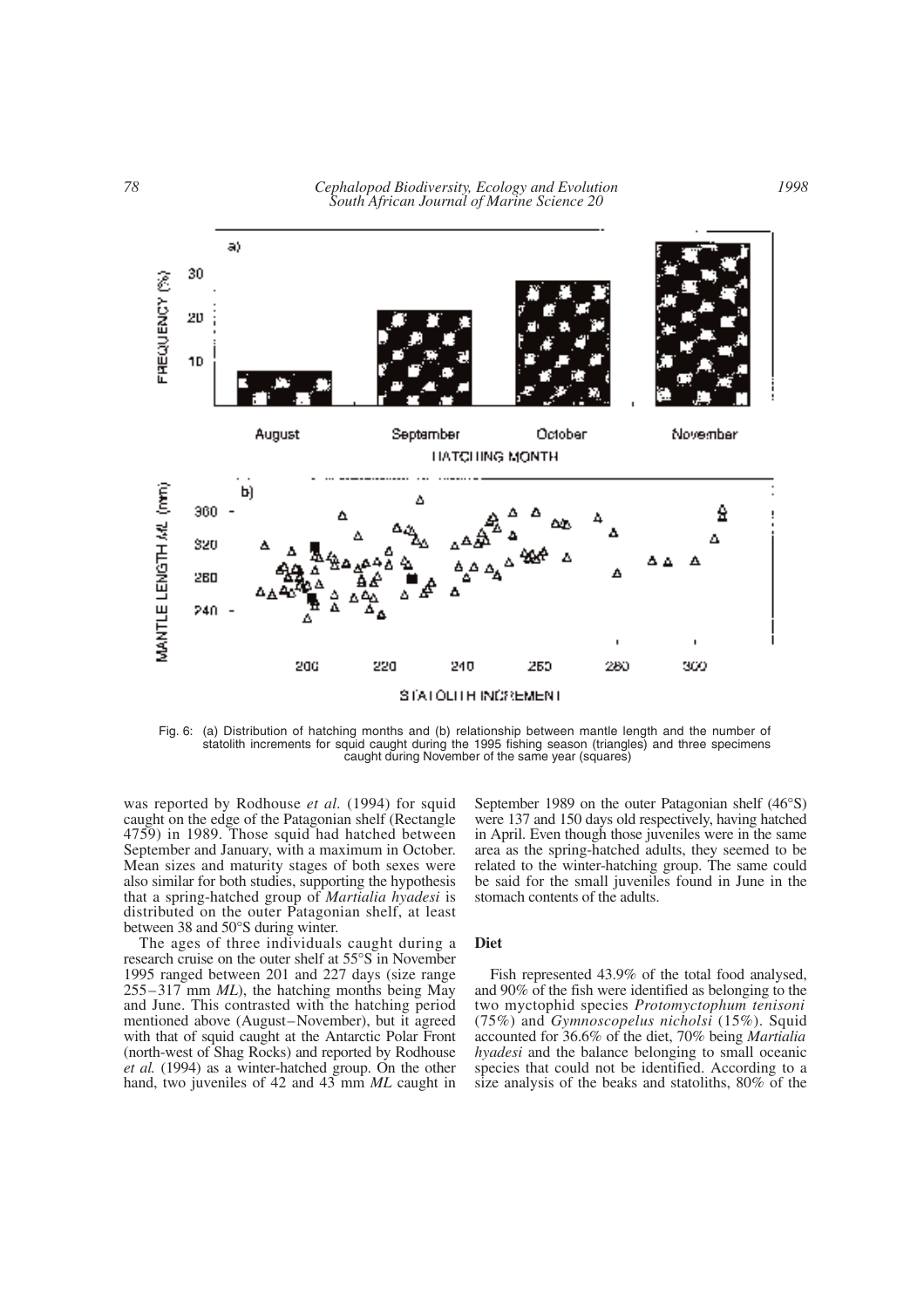Fig. 6: (a) Distribution of hatching months and (b) relationship between mantle length and the number of statolith increments for squid caught during the 1995 fishing season (triangles) and three specimens caught during November of the same year (squares)

was reported by Rodhouse *et al*. (1994) for squid caught on the edge of the Patagonian shelf (Rectangle 4759) in 1989. Those squid had hatched between September and January, with a maximum in October. Mean sizes and maturity stages of both sexes were also similar for both studies, supporting the hypothesis that a spring-hatched group of *Martialia hyadesi* is distributed on the outer Patagonian shelf, at least between 38 and 50°S during winter.

The ages of three individuals caught during a research cruise on the outer shelf at 55°S in November 1995 ranged between 201 and 227 days (size range 255–317 mm *ML*), the hatching months being May and June. This contrasted with the hatching period mentioned above (August–November), but it agreed with that of squid caught at the Antarctic Polar Front (north-west of Shag Rocks) and reported by Rodhouse *et al.* (1994) as a winter-hatched group. On the other hand, two juveniles of 42 and 43 mm *ML* caught in September 1989 on the outer Patagonian shelf (46°S) were 137 and 150 days old respectively, having hatched in April. Even though those juveniles were in the same area as the spring-hatched adults, they seemed to be related to the winter-hatching group. The same could be said for the small juveniles found in June in the stomach contents of the adults.

## Diet

Fish represented 43.9% of the total food analysed, and 90% of the fish were identified as belonging to the two myctophid species *Protomyctophum tenisoni* (75%) and *Gymnoscopelus nicholsi* (15%). Squid accounted for 36.6% of the diet, 70% being *Martialia hyadesi* and the balance belonging to small oceanic species that could not be identified. According to a size analysis of the beaks and statoliths, 80% of the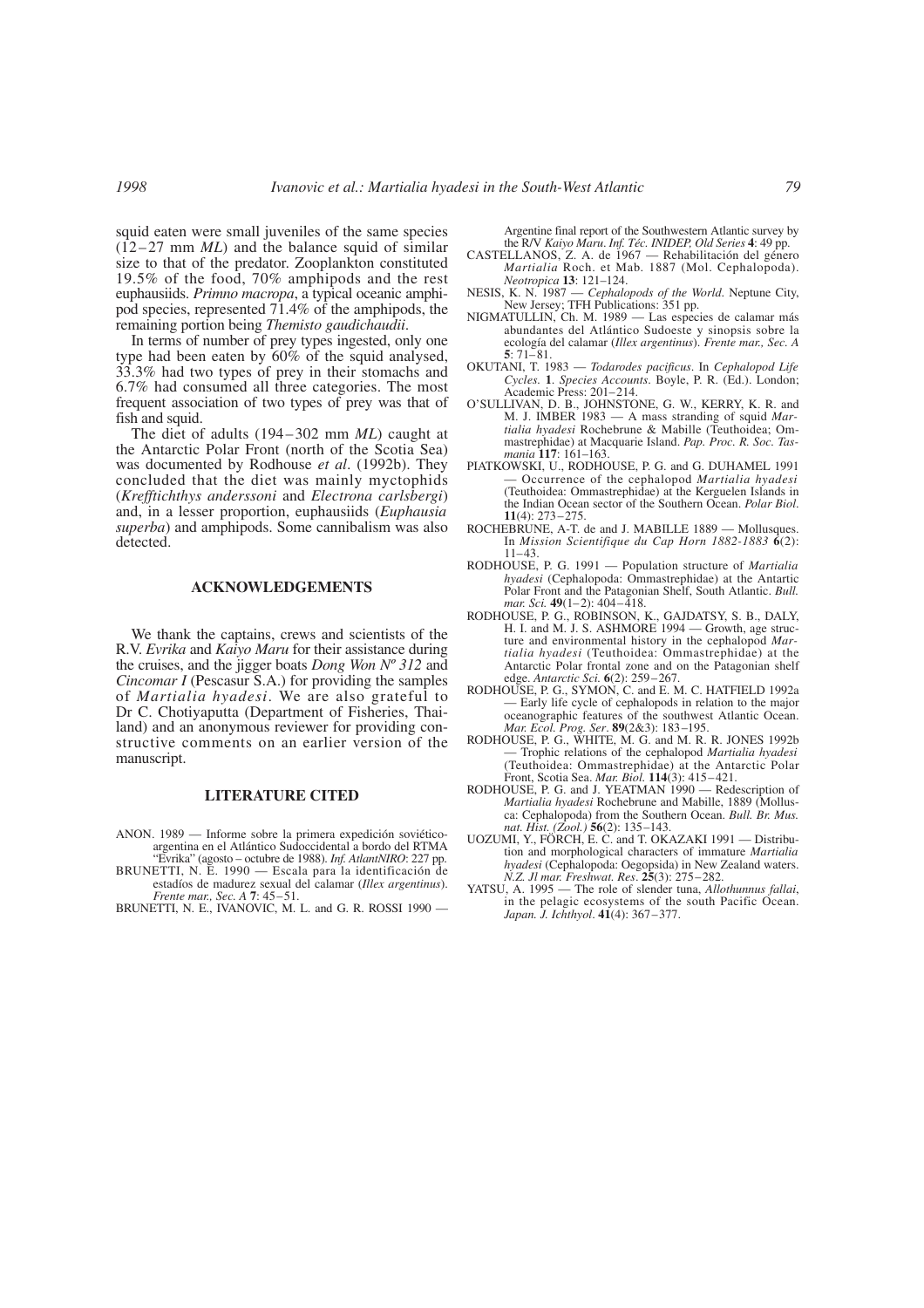squid eaten were small juveniles of the same species (12–27 mm *ML*) and the balance squid of similar size to that of the predator. Zooplankton constituted 19.5% of the food, 70% amphipods and the rest euphausiids. *Primno macropa*, a typical oceanic amphipod species, represented 71.4% of the amphipods, the remaining portion being *Themisto gaudichaudii*.

In terms of number of prey types ingested, only one type had been eaten by 60% of the squid analysed, 33.3% had two types of prey in their stomachs and 6.7% had consumed all three categories. The most frequent association of two types of prey was that of fish and squid.

The diet of adults (194–302 mm *ML*) caught at the Antarctic Polar Front (north of the Scotia Sea) was documented by Rodhouse *et al*. (1992b). They concluded that the diet was mainly myctophids (*Krefftichthys anderssoni* and *Electrona carlsbergi*) and, in a lesser proportion, euphausiids (*Euphausia superba*) and amphipods. Some cannibalism was also detected.

## ACKNOWLEDGEMENTS

We thank the captains, crews and scientists of the R.V. *Evrika* and *Kaiyo Maru* for their assistance during the cruises, and the jigger boats *Dong Won Nº 312* and *Cincomar I* (Pescasur S.A.) for providing the samples of *Martialia hyadesi*. We are also grateful to Dr C. Chotiyaputta (Department of Fisheries, Thailand) and an anonymous reviewer for providing constructive comments on an earlier version of the manuscript.

## LITERATURE CITED

ANON. 1989 — Informe sobre la primera expedición soviético-argentina en el Atlántico Sudoccidental a bordo del RTMA "Evrika" (agosto – octubre de 1988). *Inf. AtlantNIRO*: 227 pp.

BRUNETTI, N. E. 1990 — Escala para la identificación de estadíos de madurez sexual del calamar (*Illex argentinus*). *Frente mar., Sec. A* **7**: 45–51.

BRUNETTI, N. E., IVANOVIC, M. L. and G. R. ROSSI 1990 — Argentine final report of the Southwestern Atlantic survey by the R/V *Kaiyo Maru*. *Inf. Téc. INIDEP, Old Series* **4**: 49 pp.

CASTELLANOS, Z. A. de 1967 — Rehabilitación del género *Martialia* Roch. et Mab. 1887 (Mol. Cephalopoda). *Neotropica* **13**: 121–124.

NESIS, K. N. 1987 — *Cephalopods of the World*. Neptune City, New Jersey; TFH Publications: 351 pp.

NIGMATULLIN, Ch. M. 1989 — Las especies de calamar más abundantes del Atlántico Sudoeste y sinopsis sobre la ecología del calamar (*Illex argentinus*). *Frente mar., Sec. A* **5**: 71–81.

OKUTANI, T. 1983 — *Todarodes pacificus*. In *Cephalopod Life Cycles*. **1**. *Species Accounts*. Boyle, P. R. (Ed.). London; Academic Press: 201–214.

O'SULLIVAN, D. B., JOHNSTONE, G. W., KERRY, K. R. and M. J. IMBER 1983 — A mass stranding of squid *Martialia hyadesi* Rochebrune & Mabille (Teuthoidea; Ommastrephidae) at Macquarie Island. *Pap. Proc. R. Soc. Tasmania* **117**: 161–163.

PIATKOWSKI, U., RODHOUSE, P. G. and G. DUHAMEL 1991 — Occurrence of the cephalopod *Martialia hyadesi* (Teuthoidea: Ommastrephidae) at the Kerguelen Islands in the Indian Ocean sector of the Southern Ocean. *Polar Biol.* **11**(4): 273–275.

ROCHEBRUNE, A-T. de and J. MABILLE 1889 — Mollusques. In *Mission Scientifique du Cap Horn 1882-1883* **6**(2): 11–43.

RODHOUSE, P. G. 1991 — Population structure of *Martialia hyadesi* (Cephalopoda: Ommastrephidae) at the Antartic Polar Front and the Patagonian Shelf, South Atlantic. *Bull. mar. Sci.* **49**(1–2): 404–418.

RODHOUSE, P. G., ROBINSON, K., GAJDATSY, S. B., DALY, H. I. and M. J. S. ASHMORE 1994 — Growth, age structure and environmental history in the cephalopod *Martialia hyadesi* (Teuthoidea: Ommastrephidae) at the Antarctic Polar frontal zone and on the Patagonian shelf edge. *Antarctic Sci.* **6**(2): 259–267.

RODHOUSE, P. G., SYMON, C. and E. M. C. HATFIELD 1992a — Early life cycle of cephalopods in relation to the major oceanographic features of the southwest Atlantic Ocean. *Mar. Ecol. Prog. Ser*. **89**(2&3): 183–195.

RODHOUSE, P. G., WHITE, M. G. and M. R. R. JONES 1992b — Trophic relations of the cephalopod *Martialia hyadesi* (Teuthoidea: Ommastrephidae) at the Antarctic Polar Front, Scotia Sea. *Mar. Biol.* **114**(3): 415–421.

RODHOUSE, P. G. and J. YEATMAN 1990 — Redescription of *Martialia hyadesi* Rochebrune and Mabille, 1889 (Mollusca: Cephalopoda) from the Southern Ocean. *Bull. Br. Mus. nat. Hist. (Zool.)* **56**(2): 135–143.

UOZUMI, Y., FÖRCH, E. C. and T. OKAZAKI 1991 — Distribution and morphological characters of immature *Martialia hyadesi* (Cephalopoda: Oegopsida) in New Zealand waters. *N.Z. Jl mar. Freshwat. Res*. **25**(3): 275–282.

YATSU, A. 1995 — The role of slender tuna, *Allothunnus fallai*, in the pelagic ecosystems of the south Pacific Ocean. *Japan. J. Ichthyol*. **41**(4): 367–377.